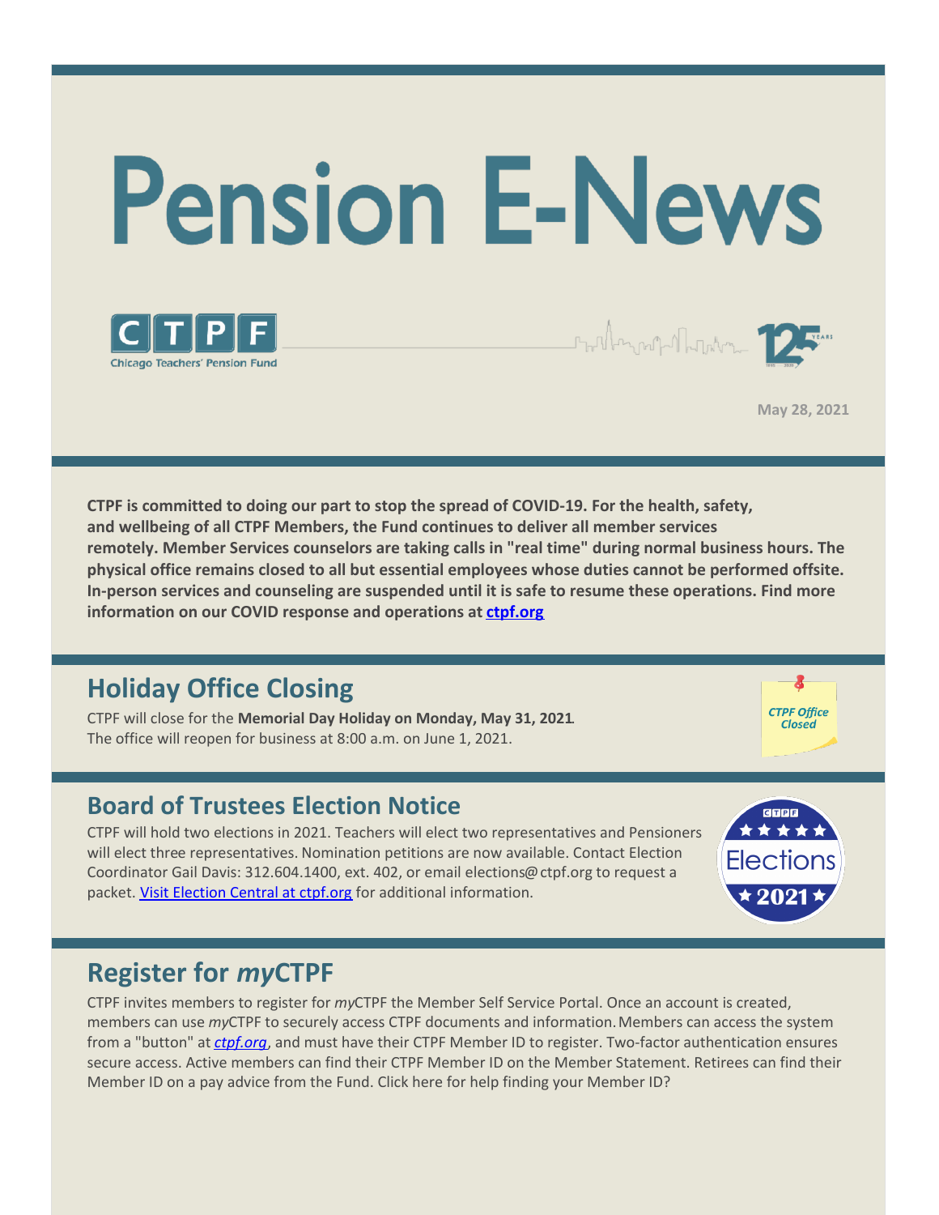# Pension E-News

Chicago Teachers' Pension Fund

May 28, 2021

**CTPF is committed to doing our part to stop the spread of COVID-19. For the health, safety, and wellbeing of all CTPF Members, the Fund continues to deliver all member services remotely. Member Services counselors are taking calls in "real time" during normal business hours. The physical office remains closed to all but essential employees whose duties cannot be performed offsite. In-person services and counseling are suspended until it is safe to resume these operations. Find more information on our COVID response and operations at [ctpf.org](ctpf.org)**

## Holiday Office Closing

CTPF will close for the **Memorial Day Holiday on Monday, May 31, 2021**. The office will reopen for business at 8:00 a.m. on June 1, 2021.

## Board of Trustees Election Notice

CTPF will hold two elections in 2021. Teachers will elect two representatives and Pensioners will elect three representatives. Nomination petitions are now available. Contact Election Coordinator Gail Davis: 312.604.1400, ext. 402, or email elections@ctpf.org to request a packet. [Visit Election Central at ctpf.org](ctpf.org) for additional information.

## Register for *my*CTPF

CTPF invites members to register for *my*CTPF the Member Self Service Portal. Once an account is created, members can use *my*CTPF to securely access CTPF documents and information. Members can access the system from a "button" at *[ctpf.org](ctpf.org)*, and must have their CTPF Member ID to register. Two-factor authentication ensures secure access. Active members can find their CTPF Member ID on the Member Statement. Retirees can find their Member ID on a pay advice from the Fund. Click here for help finding your Member ID?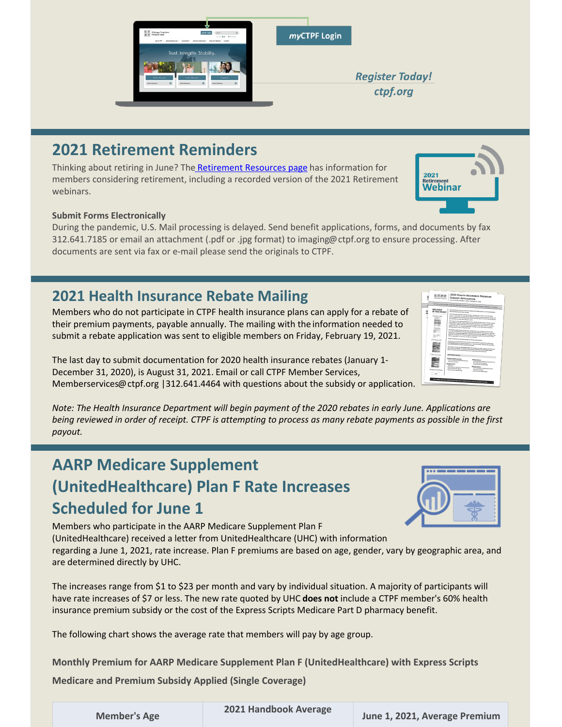**myCTPF Login**

*Register Today!*
*ctpf.org*

## 2021 Retirement Reminders

Thinking about retiring in June? The [Retirement Resources page] has information for members considering retirement, including a recorded version of the 2021 Retirement webinars.

**Submit Forms Electronically**

During the pandemic, U.S. Mail processing is delayed. Send benefit applications, forms, and documents by fax 312.641.7185 or email an attachment (.pdf or .jpg format) to imaging@ctpf.org to ensure processing. After documents are sent via fax or e-mail please send the originals to CTPF.

## 2021 Health Insurance Rebate Mailing

Members who do not participate in CTPF health insurance plans can apply for a rebate of their premium payments, payable annually. The mailing with the information needed to submit a rebate application was sent to eligible members on Friday, February 19, 2021.

The last day to submit documentation for 2020 health insurance rebates (January 1-December 31, 2020), is August 31, 2021. Email or call CTPF Member Services, Memberservices@ctpf.org |312.641.4464 with questions about the subsidy or application.

*Note: The Health Insurance Department will begin payment of the 2020 rebates in early June. Applications are being reviewed in order of receipt. CTPF is attempting to process as many rebate payments as possible in the first payout.*

## AARP Medicare Supplement (UnitedHealthcare) Plan F Rate Increases Scheduled for June 1

Members who participate in the AARP Medicare Supplement Plan F (UnitedHealthcare) received a letter from UnitedHealthcare (UHC) with information regarding a June 1, 2021, rate increase. Plan F premiums are based on age, gender, vary by geographic area, and are determined directly by UHC.

The increases range from $1 to $23 per month and vary by individual situation. A majority of participants will have rate increases of $7 or less. The new rate quoted by UHC **does not** include a CTPF member's 60% health insurance premium subsidy or the cost of the Express Scripts Medicare Part D pharmacy benefit.

The following chart shows the average rate that members will pay by age group.

**Monthly Premium for AARP Medicare Supplement Plan F (UnitedHealthcare) with Express Scripts Medicare and Premium Subsidy Applied (Single Coverage)**

| Member's Age | 2021 Handbook Average | June 1, 2021, Average Premium |
| --- | --- | --- |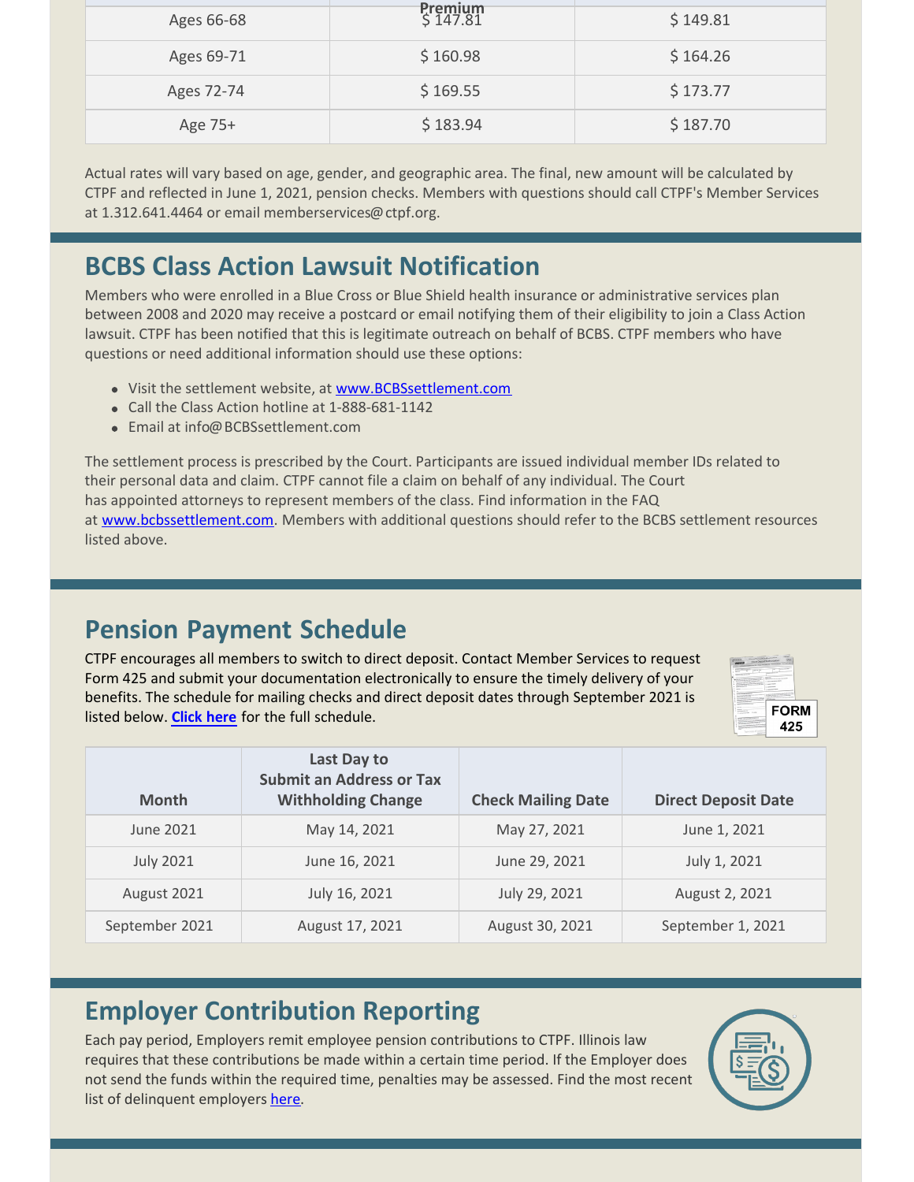| | Premium | |
|---|---|---|
| Ages 66-68 | $ 147.81 | $ 149.81 |
| Ages 69-71 | $ 160.98 | $ 164.26 |
| Ages 72-74 | $ 169.55 | $ 173.77 |
| Age 75+ | $ 183.94 | $ 187.70 |

Actual rates will vary based on age, gender, and geographic area. The final, new amount will be calculated by CTPF and reflected in June 1, 2021, pension checks. Members with questions should call CTPF's Member Services at 1.312.641.4464 or email memberservices@ctpf.org.

## BCBS Class Action Lawsuit Notification

Members who were enrolled in a Blue Cross or Blue Shield health insurance or administrative services plan between 2008 and 2020 may receive a postcard or email notifying them of their eligibility to join a Class Action lawsuit. CTPF has been notified that this is legitimate outreach on behalf of BCBS. CTPF members who have questions or need additional information should use these options:

- Visit the settlement website, at [www.BCBSsettlement.com](www.BCBSsettlement.com)
- Call the Class Action hotline at 1-888-681-1142
- Email at info@BCBSsettlement.com

The settlement process is prescribed by the Court. Participants are issued individual member IDs related to their personal data and claim. CTPF cannot file a claim on behalf of any individual. The Court has appointed attorneys to represent members of the class. Find information in the FAQ at [www.bcbssettlement.com](www.bcbssettlement.com). Members with additional questions should refer to the BCBS settlement resources listed above.

## Pension Payment Schedule

CTPF encourages all members to switch to direct deposit. Contact Member Services to request Form 425 and submit your documentation electronically to ensure the timely delivery of your benefits. The schedule for mailing checks and direct deposit dates through September 2021 is listed below. **Click here** for the full schedule.

| Month | Last Day to Submit an Address or Tax Withholding Change | Check Mailing Date | Direct Deposit Date |
|---|---|---|---|
| June 2021 | May 14, 2021 | May 27, 2021 | June 1, 2021 |
| July 2021 | June 16, 2021 | June 29, 2021 | July 1, 2021 |
| August 2021 | July 16, 2021 | July 29, 2021 | August 2, 2021 |
| September 2021 | August 17, 2021 | August 30, 2021 | September 1, 2021 |

## Employer Contribution Reporting

Each pay period, Employers remit employee pension contributions to CTPF. Illinois law requires that these contributions be made within a certain time period. If the Employer does not send the funds within the required time, penalties may be assessed. Find the most recent list of delinquent employers here.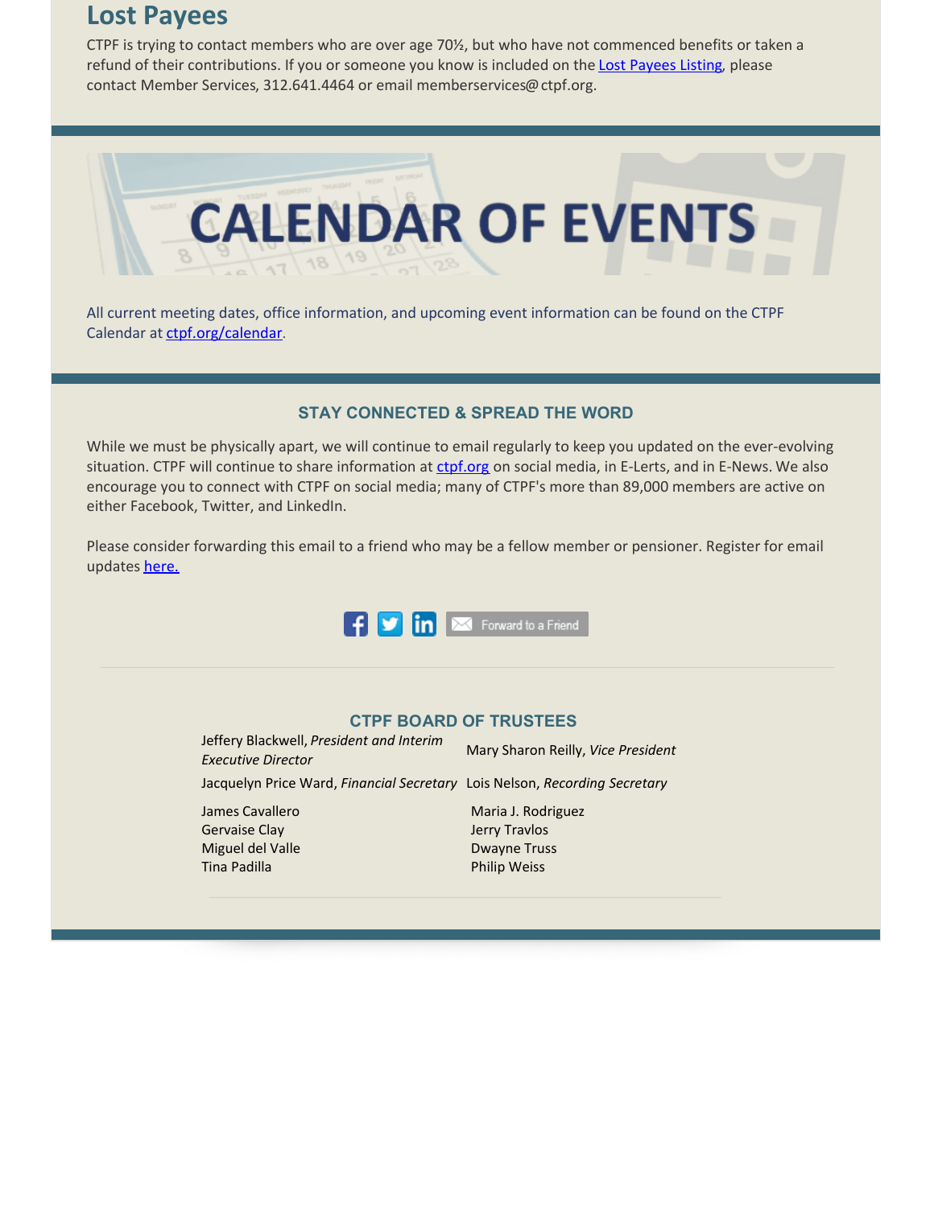## Lost Payees

CTPF is trying to contact members who are over age 70½, but who have not commenced benefits or taken a refund of their contributions. If you or someone you know is included on the Lost Payees Listing, please contact Member Services, 312.641.4464 or email memberservices@ctpf.org.

# CALENDAR OF EVENTS

All current meeting dates, office information, and upcoming event information can be found on the CTPF Calendar at ctpf.org/calendar.

### STAY CONNECTED & SPREAD THE WORD

While we must be physically apart, we will continue to email regularly to keep you updated on the ever-evolving situation. CTPF will continue to share information at ctpf.org on social media, in E-Lerts, and in E-News. We also encourage you to connect with CTPF on social media; many of CTPF's more than 89,000 members are active on either Facebook, Twitter, and LinkedIn.

Please consider forwarding this email to a friend who may be a fellow member or pensioner. Register for email updates here.

Forward to a Friend

### CTPF BOARD OF TRUSTEES

| | |
|---|---|
| Jeffery Blackwell, *President and Interim Executive Director* | Mary Sharon Reilly, *Vice President* |
| Jacquelyn Price Ward, *Financial Secretary* | Lois Nelson, *Recording Secretary* |
| James Cavallero | Maria J. Rodriguez |
| Gervaise Clay | Jerry Travlos |
| Miguel del Valle | Dwayne Truss |
| Tina Padilla | Philip Weiss |